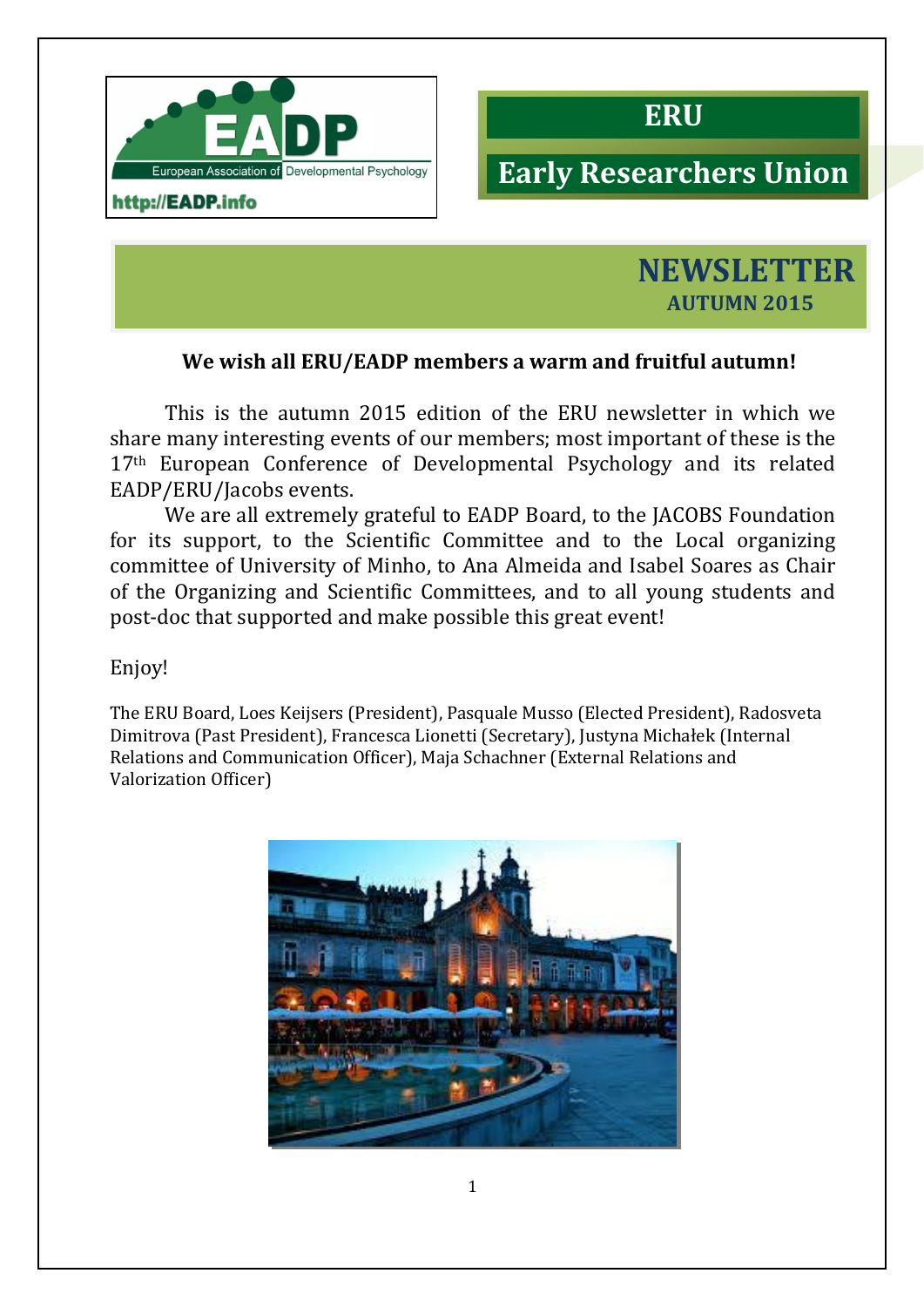EADP

European Association of Developmental Psychology

http://EADP.info

# ERU

# Early Researchers Union

## NEWSLETTER

**AUTUMN 2015**

**We wish all ERU/EADP members a warm and fruitful autumn!**

This is the autumn 2015 edition of the ERU newsletter in which we share many interesting events of our members; most important of these is the 17th European Conference of Developmental Psychology and its related EADP/ERU/Jacobs events.

We are all extremely grateful to EADP Board, to the JACOBS Foundation for its support, to the Scientific Committee and to the Local organizing committee of University of Minho, to Ana Almeida and Isabel Soares as Chair of the Organizing and Scientific Committees, and to all young students and post-doc that supported and make possible this great event!

Enjoy!

The ERU Board, Loes Keijsers (President), Pasquale Musso (Elected President), Radosveta Dimitrova (Past President), Francesca Lionetti (Secretary), Justyna Michałek (Internal Relations and Communication Officer), Maja Schachner (External Relations and Valorization Officer)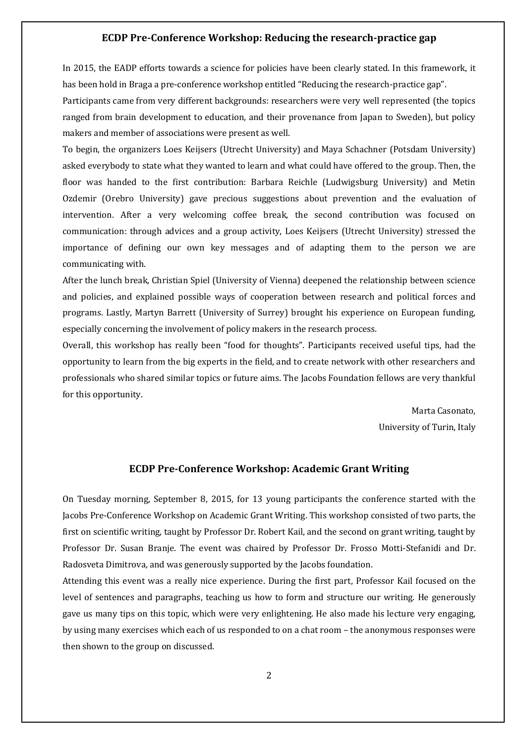## ECDP Pre-Conference Workshop: Reducing the research-practice gap

In 2015, the EADP efforts towards a science for policies have been clearly stated. In this framework, it has been hold in Braga a pre-conference workshop entitled "Reducing the research-practice gap".

Participants came from very different backgrounds: researchers were very well represented (the topics ranged from brain development to education, and their provenance from Japan to Sweden), but policy makers and member of associations were present as well.

To begin, the organizers Loes Keijsers (Utrecht University) and Maya Schachner (Potsdam University) asked everybody to state what they wanted to learn and what could have offered to the group. Then, the floor was handed to the first contribution: Barbara Reichle (Ludwigsburg University) and Metin Ozdemir (Orebro University) gave precious suggestions about prevention and the evaluation of intervention. After a very welcoming coffee break, the second contribution was focused on communication: through advices and a group activity, Loes Keijsers (Utrecht University) stressed the importance of defining our own key messages and of adapting them to the person we are communicating with.

After the lunch break, Christian Spiel (University of Vienna) deepened the relationship between science and policies, and explained possible ways of cooperation between research and political forces and programs. Lastly, Martyn Barrett (University of Surrey) brought his experience on European funding, especially concerning the involvement of policy makers in the research process.

Overall, this workshop has really been "food for thoughts". Participants received useful tips, had the opportunity to learn from the big experts in the field, and to create network with other researchers and professionals who shared similar topics or future aims. The Jacobs Foundation fellows are very thankful for this opportunity.

Marta Casonato,
University of Turin, Italy

## ECDP Pre-Conference Workshop: Academic Grant Writing

On Tuesday morning, September 8, 2015, for 13 young participants the conference started with the Jacobs Pre-Conference Workshop on Academic Grant Writing. This workshop consisted of two parts, the first on scientific writing, taught by Professor Dr. Robert Kail, and the second on grant writing, taught by Professor Dr. Susan Branje. The event was chaired by Professor Dr. Frosso Motti-Stefanidi and Dr. Radosveta Dimitrova, and was generously supported by the Jacobs foundation.

Attending this event was a really nice experience. During the first part, Professor Kail focused on the level of sentences and paragraphs, teaching us how to form and structure our writing. He generously gave us many tips on this topic, which were very enlightening. He also made his lecture very engaging, by using many exercises which each of us responded to on a chat room – the anonymous responses were then shown to the group on discussed.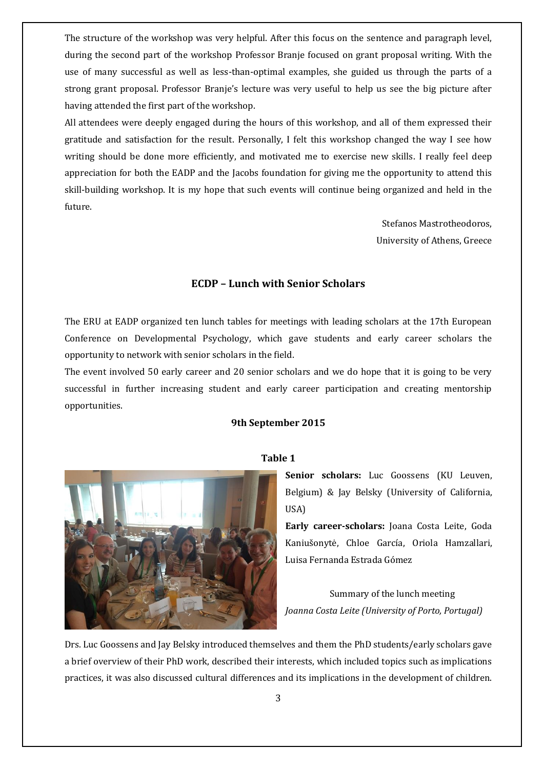The structure of the workshop was very helpful. After this focus on the sentence and paragraph level, during the second part of the workshop Professor Branje focused on grant proposal writing. With the use of many successful as well as less-than-optimal examples, she guided us through the parts of a strong grant proposal. Professor Branje's lecture was very useful to help us see the big picture after having attended the first part of the workshop.

All attendees were deeply engaged during the hours of this workshop, and all of them expressed their gratitude and satisfaction for the result. Personally, I felt this workshop changed the way I see how writing should be done more efficiently, and motivated me to exercise new skills. I really feel deep appreciation for both the EADP and the Jacobs foundation for giving me the opportunity to attend this skill-building workshop. It is my hope that such events will continue being organized and held in the future.

Stefanos Mastrotheodoros,
University of Athens, Greece

## ECDP – Lunch with Senior Scholars

The ERU at EADP organized ten lunch tables for meetings with leading scholars at the 17th European Conference on Developmental Psychology, which gave students and early career scholars the opportunity to network with senior scholars in the field.

The event involved 50 early career and 20 senior scholars and we do hope that it is going to be very successful in further increasing student and early career participation and creating mentorship opportunities.

**9th September 2015**

**Table 1**

**Senior scholars:** Luc Goossens (KU Leuven, Belgium) & Jay Belsky (University of California, USA)

**Early career-scholars:** Joana Costa Leite, Goda Kaniušonytė, Chloe García, Oriola Hamzallari, Luisa Fernanda Estrada Gómez

Summary of the lunch meeting
*Joanna Costa Leite (University of Porto, Portugal)*

Drs. Luc Goossens and Jay Belsky introduced themselves and them the PhD students/early scholars gave a brief overview of their PhD work, described their interests, which included topics such as implications practices, it was also discussed cultural differences and its implications in the development of children.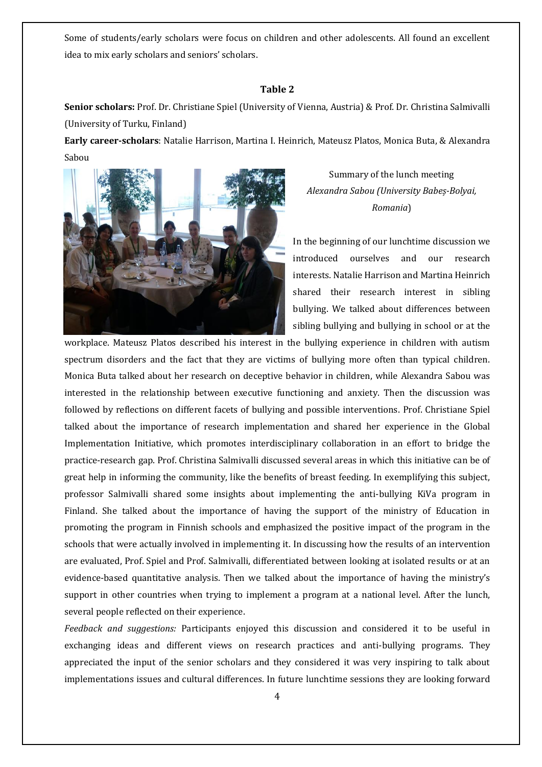Some of students/early scholars were focus on children and other adolescents. All found an excellent idea to mix early scholars and seniors' scholars.

### Table 2

**Senior scholars:** Prof. Dr. Christiane Spiel (University of Vienna, Austria) & Prof. Dr. Christina Salmivalli (University of Turku, Finland)

**Early career-scholars**: Natalie Harrison, Martina I. Heinrich, Mateusz Platos, Monica Buta, & Alexandra Sabou

Summary of the lunch meeting
*Alexandra Sabou (University Babeș-Bolyai, Romania*)

In the beginning of our lunchtime discussion we introduced ourselves and our research interests. Natalie Harrison and Martina Heinrich shared their research interest in sibling bullying. We talked about differences between sibling bullying and bullying in school or at the workplace. Mateusz Platos described his interest in the bullying experience in children with autism spectrum disorders and the fact that they are victims of bullying more often than typical children. Monica Buta talked about her research on deceptive behavior in children, while Alexandra Sabou was interested in the relationship between executive functioning and anxiety. Then the discussion was followed by reflections on different facets of bullying and possible interventions. Prof. Christiane Spiel talked about the importance of research implementation and shared her experience in the Global Implementation Initiative, which promotes interdisciplinary collaboration in an effort to bridge the practice-research gap. Prof. Christina Salmivalli discussed several areas in which this initiative can be of great help in informing the community, like the benefits of breast feeding. In exemplifying this subject, professor Salmivalli shared some insights about implementing the anti-bullying KiVa program in Finland. She talked about the importance of having the support of the ministry of Education in promoting the program in Finnish schools and emphasized the positive impact of the program in the schools that were actually involved in implementing it. In discussing how the results of an intervention are evaluated, Prof. Spiel and Prof. Salmivalli, differentiated between looking at isolated results or at an evidence-based quantitative analysis. Then we talked about the importance of having the ministry's support in other countries when trying to implement a program at a national level. After the lunch, several people reflected on their experience.

*Feedback and suggestions:* Participants enjoyed this discussion and considered it to be useful in exchanging ideas and different views on research practices and anti-bullying programs. They appreciated the input of the senior scholars and they considered it was very inspiring to talk about implementations issues and cultural differences. In future lunchtime sessions they are looking forward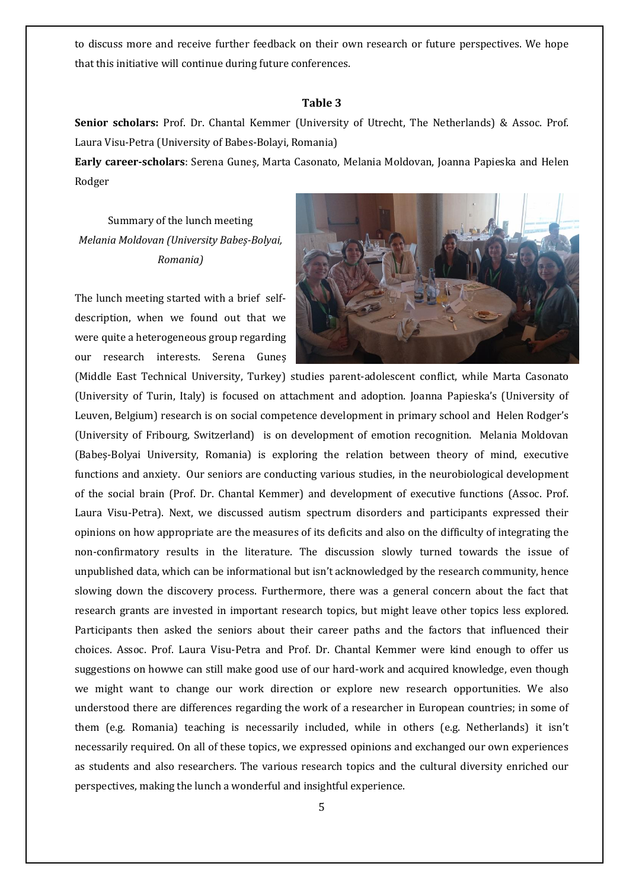to discuss more and receive further feedback on their own research or future perspectives. We hope that this initiative will continue during future conferences.

**Table 3**

**Senior scholars:** Prof. Dr. Chantal Kemmer (University of Utrecht, The Netherlands) & Assoc. Prof. Laura Visu-Petra (University of Babes-Bolayi, Romania)

**Early career-scholars**: Serena Guneș, Marta Casonato, Melania Moldovan, Joanna Papieska and Helen Rodger

Summary of the lunch meeting
*Melania Moldovan (University Babeș-Bolyai, Romania)*

The lunch meeting started with a brief self-description, when we found out that we were quite a heterogeneous group regarding our research interests. Serena Guneș (Middle East Technical University, Turkey) studies parent-adolescent conflict, while Marta Casonato (University of Turin, Italy) is focused on attachment and adoption. Joanna Papieska's (University of Leuven, Belgium) research is on social competence development in primary school and Helen Rodger's (University of Fribourg, Switzerland) is on development of emotion recognition. Melania Moldovan (Babeș-Bolyai University, Romania) is exploring the relation between theory of mind, executive functions and anxiety. Our seniors are conducting various studies, in the neurobiological development of the social brain (Prof. Dr. Chantal Kemmer) and development of executive functions (Assoc. Prof. Laura Visu-Petra). Next, we discussed autism spectrum disorders and participants expressed their opinions on how appropriate are the measures of its deficits and also on the difficulty of integrating the non-confirmatory results in the literature. The discussion slowly turned towards the issue of unpublished data, which can be informational but isn't acknowledged by the research community, hence slowing down the discovery process. Furthermore, there was a general concern about the fact that research grants are invested in important research topics, but might leave other topics less explored. Participants then asked the seniors about their career paths and the factors that influenced their choices. Assoc. Prof. Laura Visu-Petra and Prof. Dr. Chantal Kemmer were kind enough to offer us suggestions on howwe can still make good use of our hard-work and acquired knowledge, even though we might want to change our work direction or explore new research opportunities. We also understood there are differences regarding the work of a researcher in European countries; in some of them (e.g. Romania) teaching is necessarily included, while in others (e.g. Netherlands) it isn't necessarily required. On all of these topics, we expressed opinions and exchanged our own experiences as students and also researchers. The various research topics and the cultural diversity enriched our perspectives, making the lunch a wonderful and insightful experience.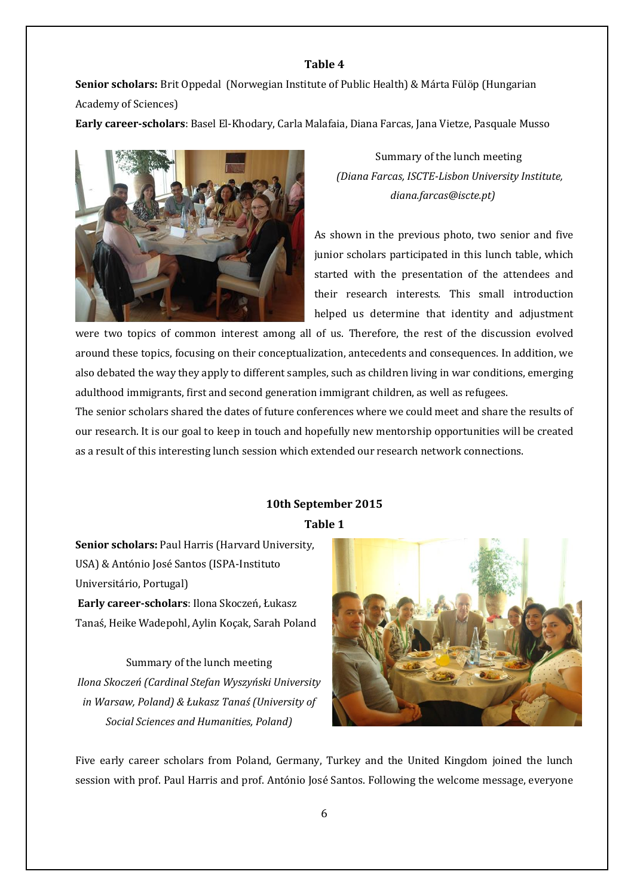**Table 4**

**Senior scholars:** Brit Oppedal (Norwegian Institute of Public Health) & Márta Fülöp (Hungarian Academy of Sciences)

**Early career-scholars**: Basel El-Khodary, Carla Malafaia, Diana Farcas, Jana Vietze, Pasquale Musso

Summary of the lunch meeting

*(Diana Farcas, ISCTE-Lisbon University Institute, diana.farcas@iscte.pt)*

As shown in the previous photo, two senior and five junior scholars participated in this lunch table, which started with the presentation of the attendees and their research interests. This small introduction helped us determine that identity and adjustment were two topics of common interest among all of us. Therefore, the rest of the discussion evolved around these topics, focusing on their conceptualization, antecedents and consequences. In addition, we also debated the way they apply to different samples, such as children living in war conditions, emerging adulthood immigrants, first and second generation immigrant children, as well as refugees.

The senior scholars shared the dates of future conferences where we could meet and share the results of our research. It is our goal to keep in touch and hopefully new mentorship opportunities will be created as a result of this interesting lunch session which extended our research network connections.

**10th September 2015**

**Table 1**

**Senior scholars:** Paul Harris (Harvard University, USA) & António José Santos (ISPA-Instituto Universitário, Portugal)

**Early career-scholars**: Ilona Skoczeń, Łukasz Tanaś, Heike Wadepohl, Aylin Koçak, Sarah Poland

Summary of the lunch meeting

*Ilona Skoczeń (Cardinal Stefan Wyszyński University in Warsaw, Poland) & Łukasz Tanaś (University of Social Sciences and Humanities, Poland)*

Five early career scholars from Poland, Germany, Turkey and the United Kingdom joined the lunch session with prof. Paul Harris and prof. António José Santos. Following the welcome message, everyone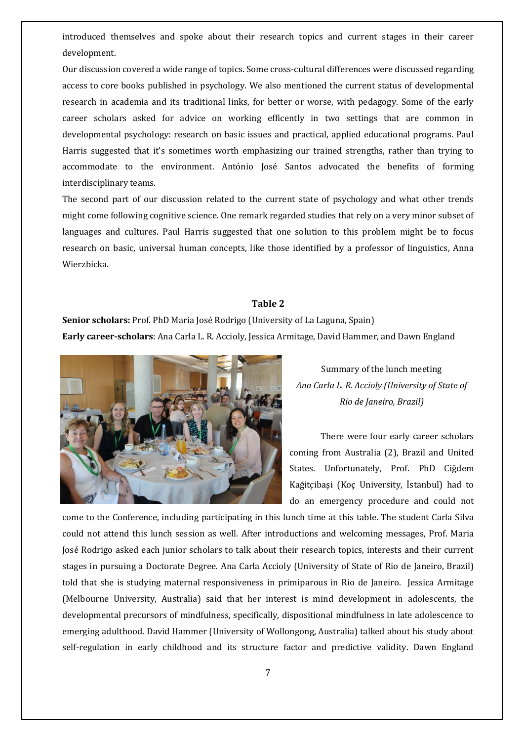introduced themselves and spoke about their research topics and current stages in their career development.

Our discussion covered a wide range of topics. Some cross-cultural differences were discussed regarding access to core books published in psychology. We also mentioned the current status of developmental research in academia and its traditional links, for better or worse, with pedagogy. Some of the early career scholars asked for advice on working efficently in two settings that are common in developmental psychology: research on basic issues and practical, applied educational programs. Paul Harris suggested that it's sometimes worth emphasizing our trained strengths, rather than trying to accommodate to the environment. António José Santos advocated the benefits of forming interdisciplinary teams.

The second part of our discussion related to the current state of psychology and what other trends might come following cognitive science. One remark regarded studies that rely on a very minor subset of languages and cultures. Paul Harris suggested that one solution to this problem might be to focus research on basic, universal human concepts, like those identified by a professor of linguistics, Anna Wierzbicka.

**Table 2**

**Senior scholars:** Prof. PhD Maria José Rodrigo (University of La Laguna, Spain)

**Early career-scholars**: Ana Carla L. R. Accioly, Jessica Armitage, David Hammer, and Dawn England

Summary of the lunch meeting

*Ana Carla L. R. Accioly (University of State of Rio de Janeiro, Brazil)*

There were four early career scholars coming from Australia (2), Brazil and United States. Unfortunately, Prof. PhD Ciğdem Kağitçibaşi (Koç University, İstanbul) had to do an emergency procedure and could not come to the Conference, including participating in this lunch time at this table. The student Carla Silva could not attend this lunch session as well. After introductions and welcoming messages, Prof. Maria José Rodrigo asked each junior scholars to talk about their research topics, interests and their current stages in pursuing a Doctorate Degree. Ana Carla Accioly (University of State of Rio de Janeiro, Brazil) told that she is studying maternal responsiveness in primiparous in Rio de Janeiro. Jessica Armitage (Melbourne University, Australia) said that her interest is mind development in adolescents, the developmental precursors of mindfulness, specifically, dispositional mindfulness in late adolescence to emerging adulthood. David Hammer (University of Wollongong, Australia) talked about his study about self-regulation in early childhood and its structure factor and predictive validity. Dawn England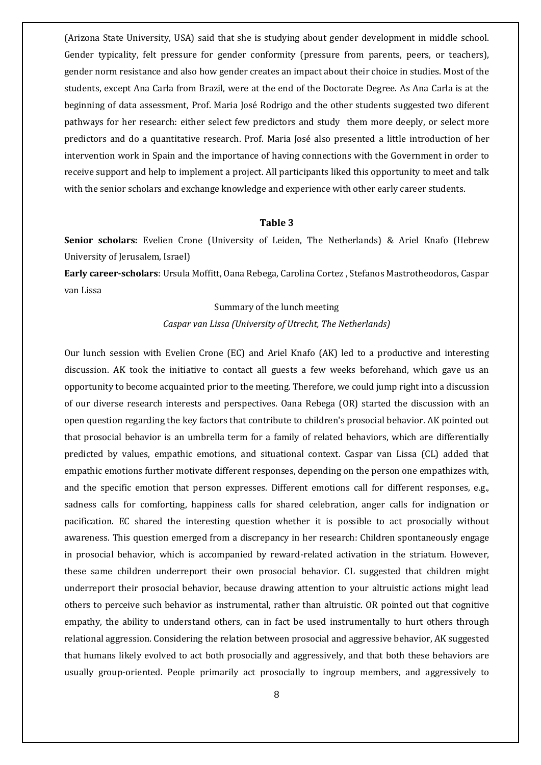(Arizona State University, USA) said that she is studying about gender development in middle school. Gender typicality, felt pressure for gender conformity (pressure from parents, peers, or teachers), gender norm resistance and also how gender creates an impact about their choice in studies. Most of the students, except Ana Carla from Brazil, were at the end of the Doctorate Degree. As Ana Carla is at the beginning of data assessment, Prof. Maria José Rodrigo and the other students suggested two diferent pathways for her research: either select few predictors and study them more deeply, or select more predictors and do a quantitative research. Prof. Maria José also presented a little introduction of her intervention work in Spain and the importance of having connections with the Government in order to receive support and help to implement a project. All participants liked this opportunity to meet and talk with the senior scholars and exchange knowledge and experience with other early career students.

### Table 3

**Senior scholars:** Evelien Crone (University of Leiden, The Netherlands) & Ariel Knafo (Hebrew University of Jerusalem, Israel)

**Early career-scholars**: Ursula Moffitt, Oana Rebega, Carolina Cortez , Stefanos Mastrotheodoros, Caspar van Lissa

Summary of the lunch meeting

*Caspar van Lissa (University of Utrecht, The Netherlands)*

Our lunch session with Evelien Crone (EC) and Ariel Knafo (AK) led to a productive and interesting discussion. AK took the initiative to contact all guests a few weeks beforehand, which gave us an opportunity to become acquainted prior to the meeting. Therefore, we could jump right into a discussion of our diverse research interests and perspectives. Oana Rebega (OR) started the discussion with an open question regarding the key factors that contribute to children's prosocial behavior. AK pointed out that prosocial behavior is an umbrella term for a family of related behaviors, which are differentially predicted by values, empathic emotions, and situational context. Caspar van Lissa (CL) added that empathic emotions further motivate different responses, depending on the person one empathizes with, and the specific emotion that person expresses. Different emotions call for different responses, e.g., sadness calls for comforting, happiness calls for shared celebration, anger calls for indignation or pacification. EC shared the interesting question whether it is possible to act prosocially without awareness. This question emerged from a discrepancy in her research: Children spontaneously engage in prosocial behavior, which is accompanied by reward-related activation in the striatum. However, these same children underreport their own prosocial behavior. CL suggested that children might underreport their prosocial behavior, because drawing attention to your altruistic actions might lead others to perceive such behavior as instrumental, rather than altruistic. OR pointed out that cognitive empathy, the ability to understand others, can in fact be used instrumentally to hurt others through relational aggression. Considering the relation between prosocial and aggressive behavior, AK suggested that humans likely evolved to act both prosocially and aggressively, and that both these behaviors are usually group-oriented. People primarily act prosocially to ingroup members, and aggressively to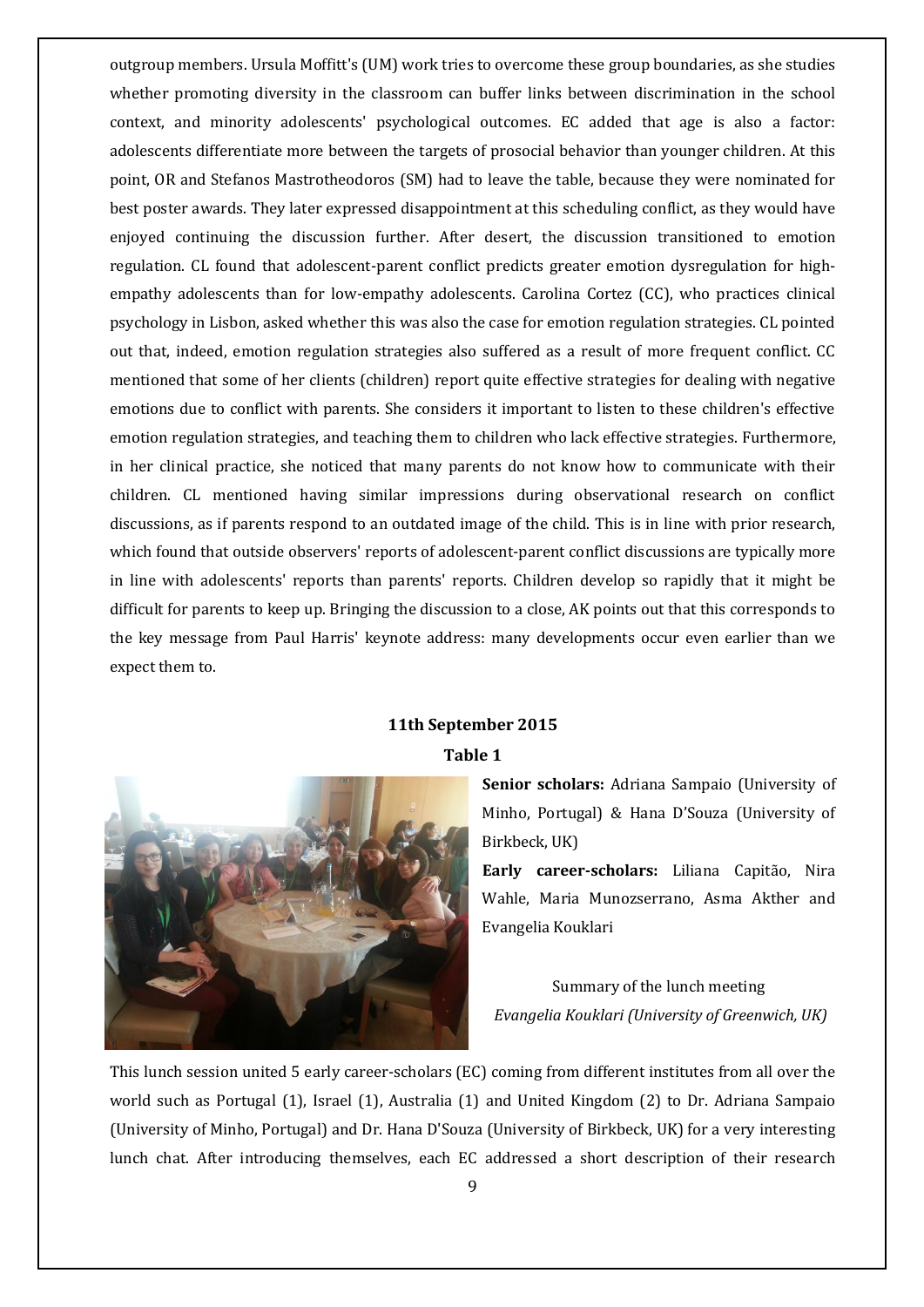outgroup members. Ursula Moffitt's (UM) work tries to overcome these group boundaries, as she studies whether promoting diversity in the classroom can buffer links between discrimination in the school context, and minority adolescents' psychological outcomes. EC added that age is also a factor: adolescents differentiate more between the targets of prosocial behavior than younger children. At this point, OR and Stefanos Mastrotheodoros (SM) had to leave the table, because they were nominated for best poster awards. They later expressed disappointment at this scheduling conflict, as they would have enjoyed continuing the discussion further. After desert, the discussion transitioned to emotion regulation. CL found that adolescent-parent conflict predicts greater emotion dysregulation for high-empathy adolescents than for low-empathy adolescents. Carolina Cortez (CC), who practices clinical psychology in Lisbon, asked whether this was also the case for emotion regulation strategies. CL pointed out that, indeed, emotion regulation strategies also suffered as a result of more frequent conflict. CC mentioned that some of her clients (children) report quite effective strategies for dealing with negative emotions due to conflict with parents. She considers it important to listen to these children's effective emotion regulation strategies, and teaching them to children who lack effective strategies. Furthermore, in her clinical practice, she noticed that many parents do not know how to communicate with their children. CL mentioned having similar impressions during observational research on conflict discussions, as if parents respond to an outdated image of the child. This is in line with prior research, which found that outside observers' reports of adolescent-parent conflict discussions are typically more in line with adolescents' reports than parents' reports. Children develop so rapidly that it might be difficult for parents to keep up. Bringing the discussion to a close, AK points out that this corresponds to the key message from Paul Harris' keynote address: many developments occur even earlier than we expect them to.

### 11th September 2015

### Table 1

**Senior scholars:** Adriana Sampaio (University of Minho, Portugal) & Hana D'Souza (University of Birkbeck, UK)

**Early career-scholars:** Liliana Capitão, Nira Wahle, Maria Munozserrano, Asma Akther and Evangelia Kouklari

Summary of the lunch meeting

*Evangelia Kouklari (University of Greenwich, UK)*

This lunch session united 5 early career-scholars (EC) coming from different institutes from all over the world such as Portugal (1), Israel (1), Australia (1) and United Kingdom (2) to Dr. Adriana Sampaio (University of Minho, Portugal) and Dr. Hana D'Souza (University of Birkbeck, UK) for a very interesting lunch chat. After introducing themselves, each EC addressed a short description of their research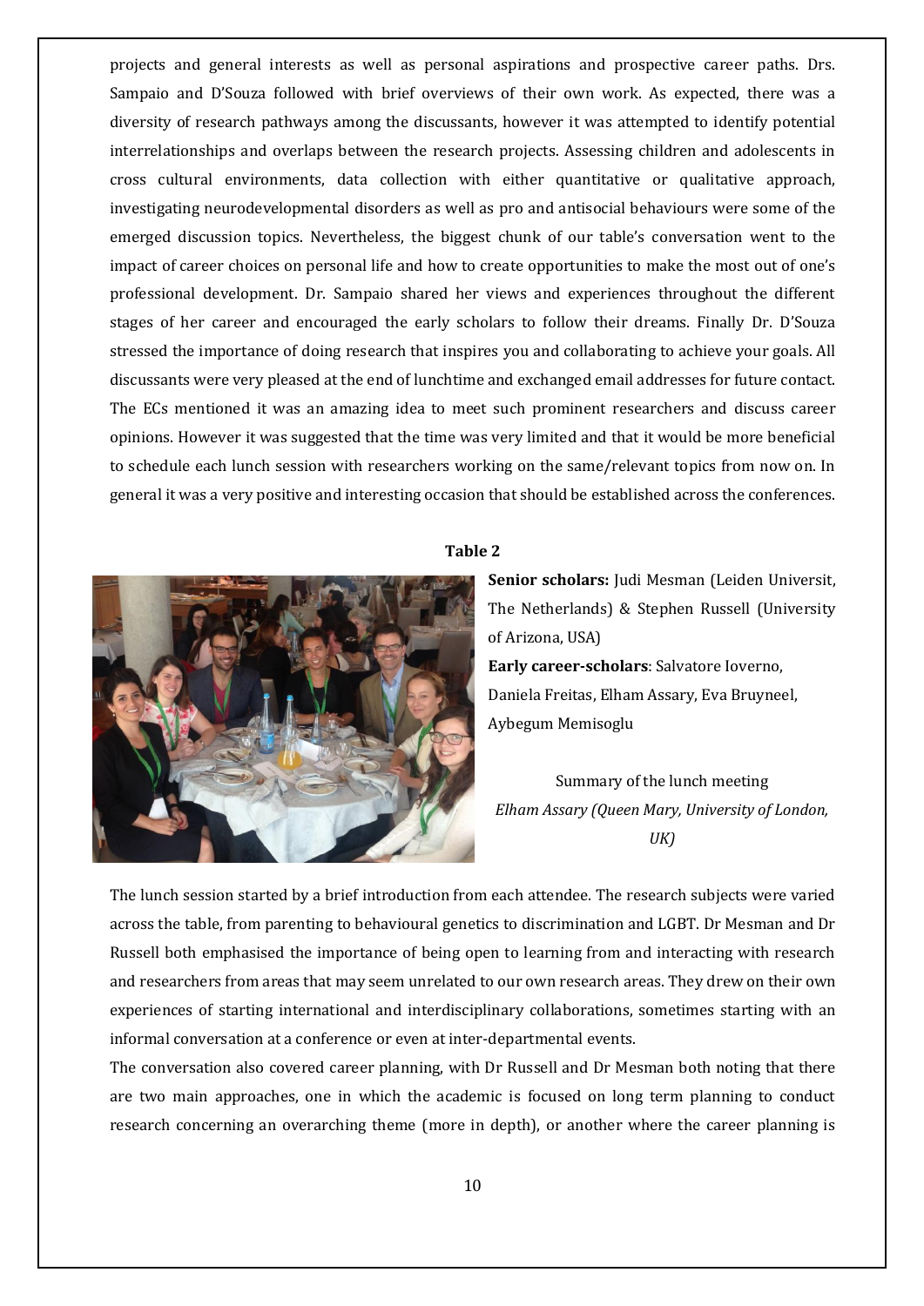projects and general interests as well as personal aspirations and prospective career paths. Drs. Sampaio and D'Souza followed with brief overviews of their own work. As expected, there was a diversity of research pathways among the discussants, however it was attempted to identify potential interrelationships and overlaps between the research projects. Assessing children and adolescents in cross cultural environments, data collection with either quantitative or qualitative approach, investigating neurodevelopmental disorders as well as pro and antisocial behaviours were some of the emerged discussion topics. Nevertheless, the biggest chunk of our table's conversation went to the impact of career choices on personal life and how to create opportunities to make the most out of one's professional development. Dr. Sampaio shared her views and experiences throughout the different stages of her career and encouraged the early scholars to follow their dreams. Finally Dr. D'Souza stressed the importance of doing research that inspires you and collaborating to achieve your goals. All discussants were very pleased at the end of lunchtime and exchanged email addresses for future contact. The ECs mentioned it was an amazing idea to meet such prominent researchers and discuss career opinions. However it was suggested that the time was very limited and that it would be more beneficial to schedule each lunch session with researchers working on the same/relevant topics from now on. In general it was a very positive and interesting occasion that should be established across the conferences.

**Table 2**

**Senior scholars:** Judi Mesman (Leiden Universit, The Netherlands) & Stephen Russell (University of Arizona, USA)

**Early career-scholars**: Salvatore Ioverno, Daniela Freitas, Elham Assary, Eva Bruyneel, Aybegum Memisoglu

Summary of the lunch meeting

*Elham Assary (Queen Mary, University of London, UK)*

The lunch session started by a brief introduction from each attendee. The research subjects were varied across the table, from parenting to behavioural genetics to discrimination and LGBT. Dr Mesman and Dr Russell both emphasised the importance of being open to learning from and interacting with research and researchers from areas that may seem unrelated to our own research areas. They drew on their own experiences of starting international and interdisciplinary collaborations, sometimes starting with an informal conversation at a conference or even at inter-departmental events.

The conversation also covered career planning, with Dr Russell and Dr Mesman both noting that there are two main approaches, one in which the academic is focused on long term planning to conduct research concerning an overarching theme (more in depth), or another where the career planning is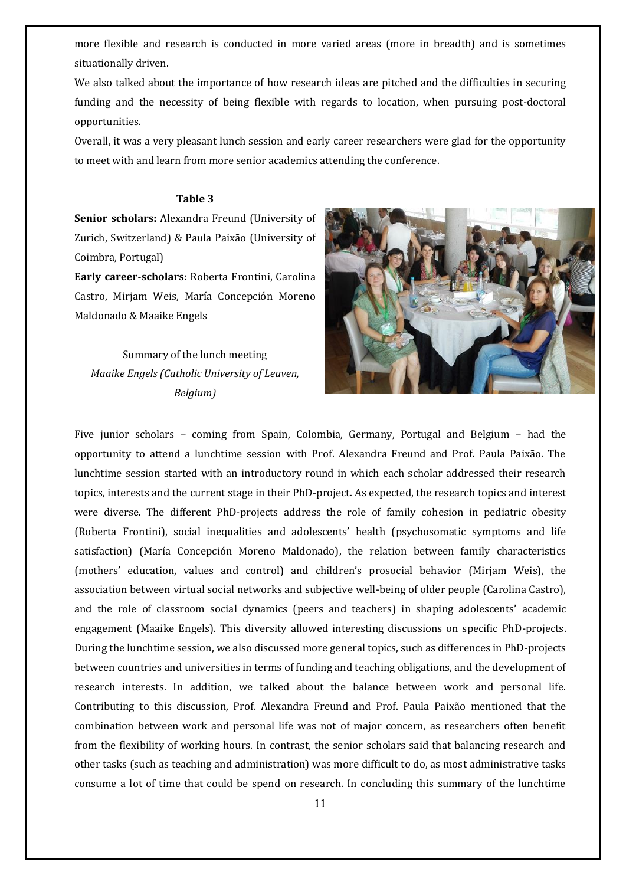more flexible and research is conducted in more varied areas (more in breadth) and is sometimes situationally driven.

We also talked about the importance of how research ideas are pitched and the difficulties in securing funding and the necessity of being flexible with regards to location, when pursuing post-doctoral opportunities.

Overall, it was a very pleasant lunch session and early career researchers were glad for the opportunity to meet with and learn from more senior academics attending the conference.

### Table 3

**Senior scholars:** Alexandra Freund (University of Zurich, Switzerland) & Paula Paixão (University of Coimbra, Portugal)

**Early career-scholars**: Roberta Frontini, Carolina Castro, Mirjam Weis, María Concepción Moreno Maldonado & Maaike Engels

Summary of the lunch meeting
*Maaike Engels (Catholic University of Leuven, Belgium)*

Five junior scholars – coming from Spain, Colombia, Germany, Portugal and Belgium – had the opportunity to attend a lunchtime session with Prof. Alexandra Freund and Prof. Paula Paixão. The lunchtime session started with an introductory round in which each scholar addressed their research topics, interests and the current stage in their PhD-project. As expected, the research topics and interest were diverse. The different PhD-projects address the role of family cohesion in pediatric obesity (Roberta Frontini), social inequalities and adolescents' health (psychosomatic symptoms and life satisfaction) (María Concepción Moreno Maldonado), the relation between family characteristics (mothers' education, values and control) and children's prosocial behavior (Mirjam Weis), the association between virtual social networks and subjective well-being of older people (Carolina Castro), and the role of classroom social dynamics (peers and teachers) in shaping adolescents' academic engagement (Maaike Engels). This diversity allowed interesting discussions on specific PhD-projects. During the lunchtime session, we also discussed more general topics, such as differences in PhD-projects between countries and universities in terms of funding and teaching obligations, and the development of research interests. In addition, we talked about the balance between work and personal life. Contributing to this discussion, Prof. Alexandra Freund and Prof. Paula Paixão mentioned that the combination between work and personal life was not of major concern, as researchers often benefit from the flexibility of working hours. In contrast, the senior scholars said that balancing research and other tasks (such as teaching and administration) was more difficult to do, as most administrative tasks consume a lot of time that could be spend on research. In concluding this summary of the lunchtime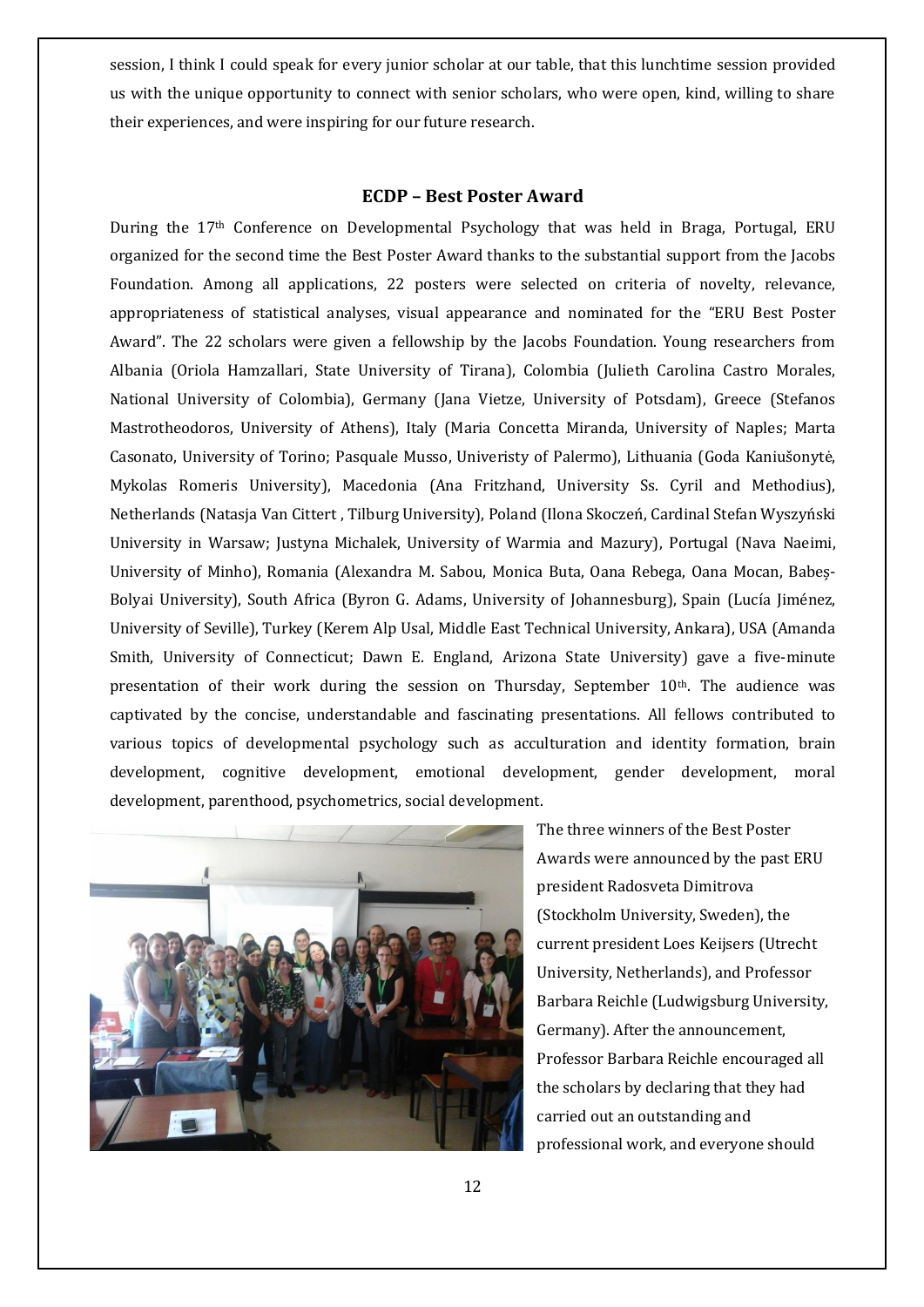session, I think I could speak for every junior scholar at our table, that this lunchtime session provided us with the unique opportunity to connect with senior scholars, who were open, kind, willing to share their experiences, and were inspiring for our future research.

### ECDP – Best Poster Award

During the 17th Conference on Developmental Psychology that was held in Braga, Portugal, ERU organized for the second time the Best Poster Award thanks to the substantial support from the Jacobs Foundation. Among all applications, 22 posters were selected on criteria of novelty, relevance, appropriateness of statistical analyses, visual appearance and nominated for the "ERU Best Poster Award". The 22 scholars were given a fellowship by the Jacobs Foundation. Young researchers from Albania (Oriola Hamzallari, State University of Tirana), Colombia (Julieth Carolina Castro Morales, National University of Colombia), Germany (Jana Vietze, University of Potsdam), Greece (Stefanos Mastrotheodoros, University of Athens), Italy (Maria Concetta Miranda, University of Naples; Marta Casonato, University of Torino; Pasquale Musso, Univeristy of Palermo), Lithuania (Goda Kaniušonytė, Mykolas Romeris University), Macedonia (Ana Fritzhand, University Ss. Cyril and Methodius), Netherlands (Natasja Van Cittert , Tilburg University), Poland (Ilona Skoczeń, Cardinal Stefan Wyszyński University in Warsaw; Justyna Michalek, University of Warmia and Mazury), Portugal (Nava Naeimi, University of Minho), Romania (Alexandra M. Sabou, Monica Buta, Oana Rebega, Oana Mocan, Babeș-Bolyai University), South Africa (Byron G. Adams, University of Johannesburg), Spain (Lucía Jiménez, University of Seville), Turkey (Kerem Alp Usal, Middle East Technical University, Ankara), USA (Amanda Smith, University of Connecticut; Dawn E. England, Arizona State University) gave a five-minute presentation of their work during the session on Thursday, September 10th. The audience was captivated by the concise, understandable and fascinating presentations. All fellows contributed to various topics of developmental psychology such as acculturation and identity formation, brain development, cognitive development, emotional development, gender development, moral development, parenthood, psychometrics, social development.

The three winners of the Best Poster Awards were announced by the past ERU president Radosveta Dimitrova (Stockholm University, Sweden), the current president Loes Keijsers (Utrecht University, Netherlands), and Professor Barbara Reichle (Ludwigsburg University, Germany). After the announcement, Professor Barbara Reichle encouraged all the scholars by declaring that they had carried out an outstanding and professional work, and everyone should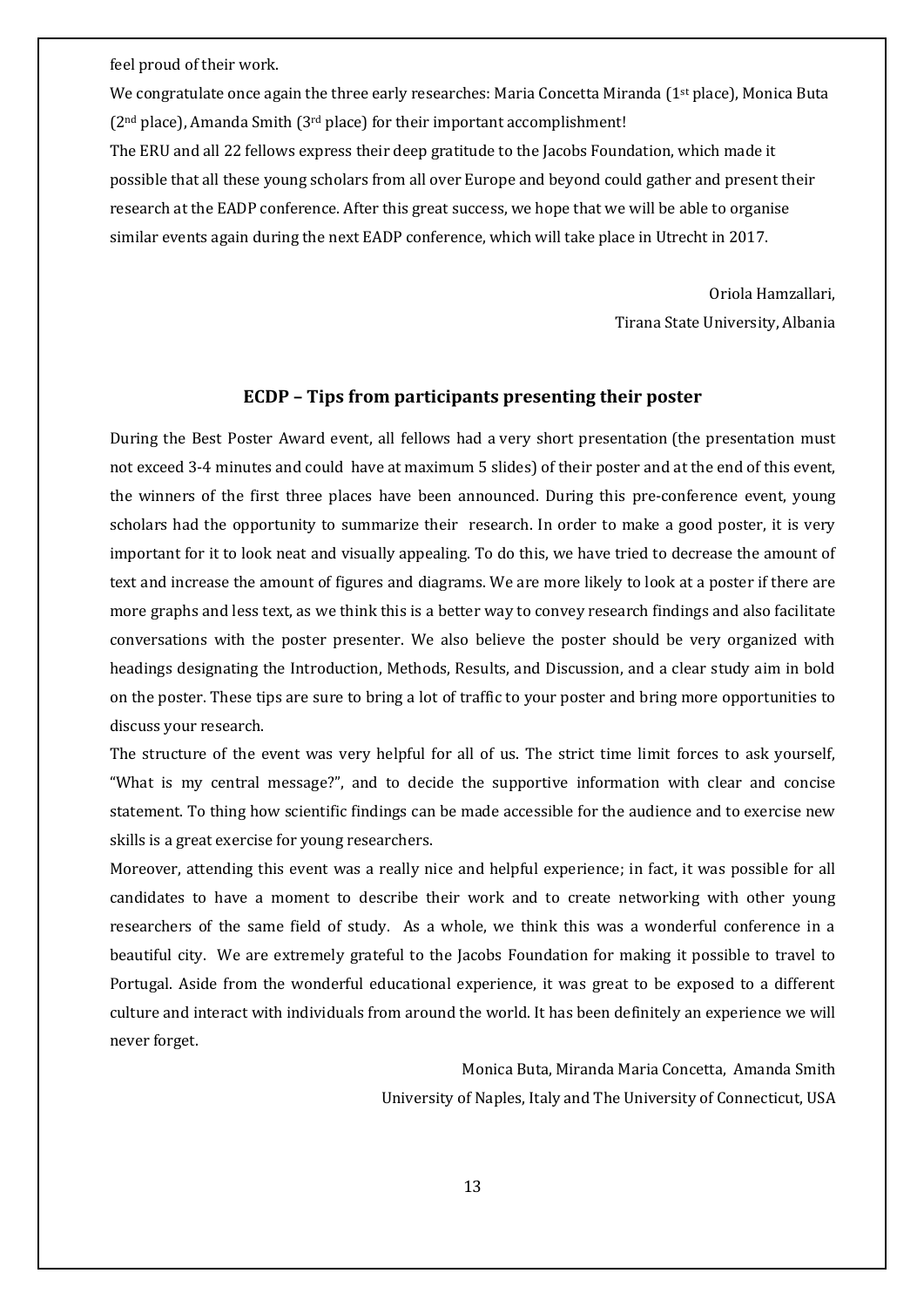feel proud of their work.

We congratulate once again the three early researches: Maria Concetta Miranda (1st place), Monica Buta (2nd place), Amanda Smith (3rd place) for their important accomplishment!

The ERU and all 22 fellows express their deep gratitude to the Jacobs Foundation, which made it possible that all these young scholars from all over Europe and beyond could gather and present their research at the EADP conference. After this great success, we hope that we will be able to organise similar events again during the next EADP conference, which will take place in Utrecht in 2017.

Oriola Hamzallari,
Tirana State University, Albania

## ECDP – Tips from participants presenting their poster

During the Best Poster Award event, all fellows had a very short presentation (the presentation must not exceed 3-4 minutes and could have at maximum 5 slides) of their poster and at the end of this event, the winners of the first three places have been announced. During this pre-conference event, young scholars had the opportunity to summarize their research. In order to make a good poster, it is very important for it to look neat and visually appealing. To do this, we have tried to decrease the amount of text and increase the amount of figures and diagrams. We are more likely to look at a poster if there are more graphs and less text, as we think this is a better way to convey research findings and also facilitate conversations with the poster presenter. We also believe the poster should be very organized with headings designating the Introduction, Methods, Results, and Discussion, and a clear study aim in bold on the poster. These tips are sure to bring a lot of traffic to your poster and bring more opportunities to discuss your research.

The structure of the event was very helpful for all of us. The strict time limit forces to ask yourself, "What is my central message?", and to decide the supportive information with clear and concise statement. To thing how scientific findings can be made accessible for the audience and to exercise new skills is a great exercise for young researchers.

Moreover, attending this event was a really nice and helpful experience; in fact, it was possible for all candidates to have a moment to describe their work and to create networking with other young researchers of the same field of study. As a whole, we think this was a wonderful conference in a beautiful city. We are extremely grateful to the Jacobs Foundation for making it possible to travel to Portugal. Aside from the wonderful educational experience, it was great to be exposed to a different culture and interact with individuals from around the world. It has been definitely an experience we will never forget.

Monica Buta, Miranda Maria Concetta, Amanda Smith
University of Naples, Italy and The University of Connecticut, USA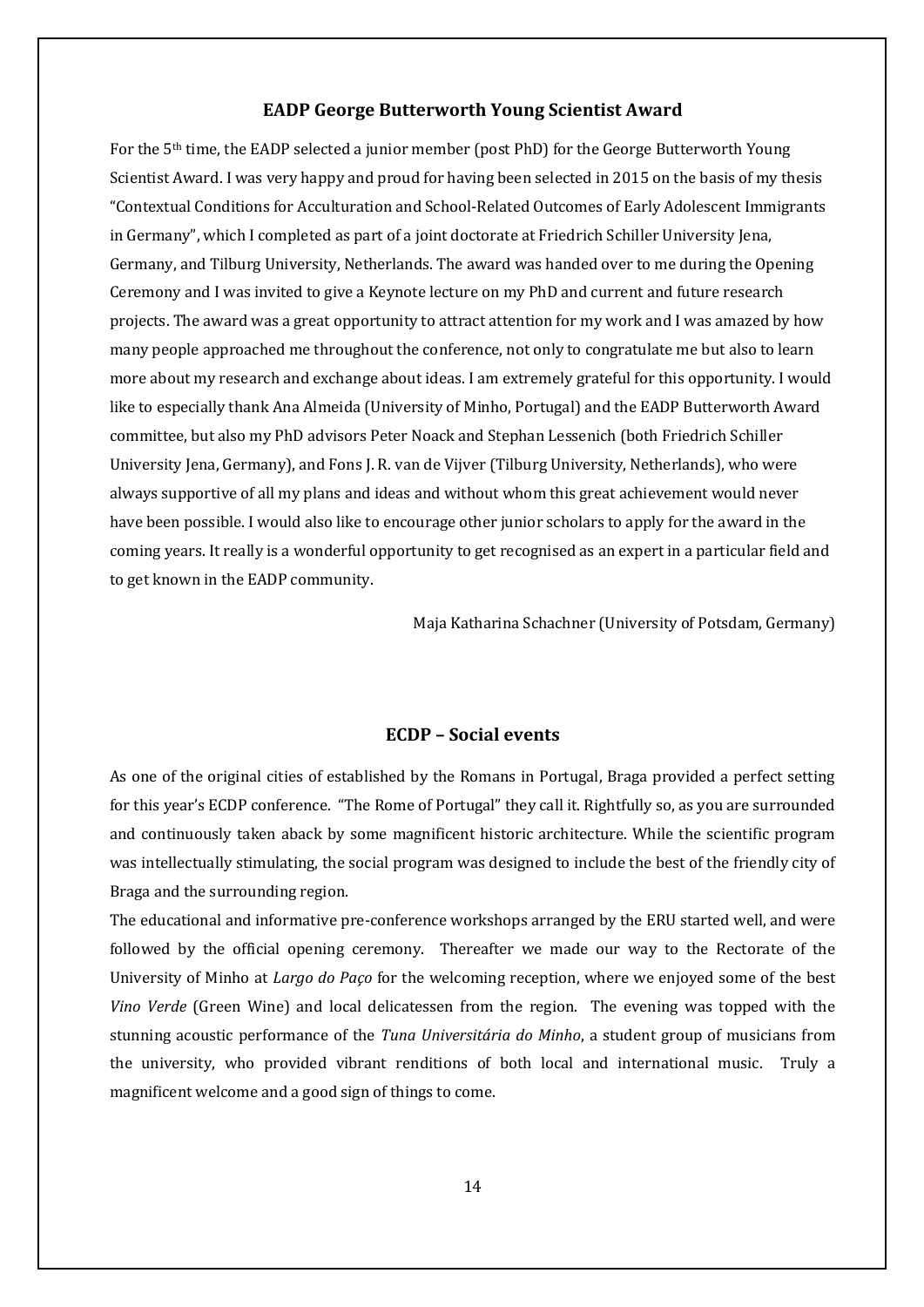## EADP George Butterworth Young Scientist Award

For the 5th time, the EADP selected a junior member (post PhD) for the George Butterworth Young Scientist Award. I was very happy and proud for having been selected in 2015 on the basis of my thesis "Contextual Conditions for Acculturation and School-Related Outcomes of Early Adolescent Immigrants in Germany", which I completed as part of a joint doctorate at Friedrich Schiller University Jena, Germany, and Tilburg University, Netherlands. The award was handed over to me during the Opening Ceremony and I was invited to give a Keynote lecture on my PhD and current and future research projects. The award was a great opportunity to attract attention for my work and I was amazed by how many people approached me throughout the conference, not only to congratulate me but also to learn more about my research and exchange about ideas. I am extremely grateful for this opportunity. I would like to especially thank Ana Almeida (University of Minho, Portugal) and the EADP Butterworth Award committee, but also my PhD advisors Peter Noack and Stephan Lessenich (both Friedrich Schiller University Jena, Germany), and Fons J. R. van de Vijver (Tilburg University, Netherlands), who were always supportive of all my plans and ideas and without whom this great achievement would never have been possible. I would also like to encourage other junior scholars to apply for the award in the coming years. It really is a wonderful opportunity to get recognised as an expert in a particular field and to get known in the EADP community.

Maja Katharina Schachner (University of Potsdam, Germany)

## ECDP – Social events

As one of the original cities of established by the Romans in Portugal, Braga provided a perfect setting for this year's ECDP conference. "The Rome of Portugal" they call it. Rightfully so, as you are surrounded and continuously taken aback by some magnificent historic architecture. While the scientific program was intellectually stimulating, the social program was designed to include the best of the friendly city of Braga and the surrounding region.

The educational and informative pre-conference workshops arranged by the ERU started well, and were followed by the official opening ceremony. Thereafter we made our way to the Rectorate of the University of Minho at *Largo do Paço* for the welcoming reception, where we enjoyed some of the best *Vino Verde* (Green Wine) and local delicatessen from the region. The evening was topped with the stunning acoustic performance of the *Tuna Universitária do Minho*, a student group of musicians from the university, who provided vibrant renditions of both local and international music. Truly a magnificent welcome and a good sign of things to come.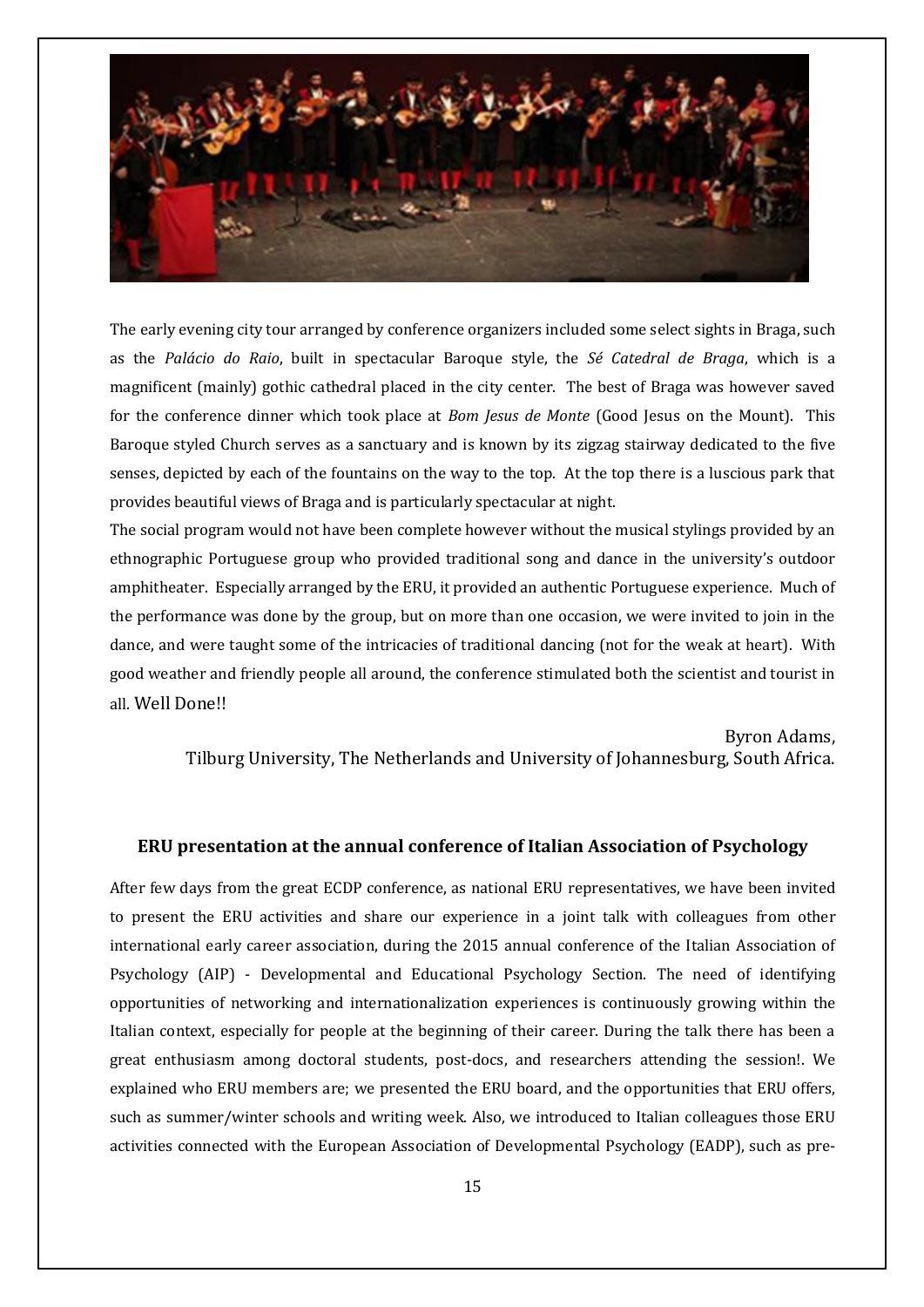The early evening city tour arranged by conference organizers included some select sights in Braga, such as the *Palácio do Raio*, built in spectacular Baroque style, the *Sé Catedral de Braga*, which is a magnificent (mainly) gothic cathedral placed in the city center. The best of Braga was however saved for the conference dinner which took place at *Bom Jesus de Monte* (Good Jesus on the Mount). This Baroque styled Church serves as a sanctuary and is known by its zigzag stairway dedicated to the five senses, depicted by each of the fountains on the way to the top. At the top there is a luscious park that provides beautiful views of Braga and is particularly spectacular at night.

The social program would not have been complete however without the musical stylings provided by an ethnographic Portuguese group who provided traditional song and dance in the university's outdoor amphitheater. Especially arranged by the ERU, it provided an authentic Portuguese experience. Much of the performance was done by the group, but on more than one occasion, we were invited to join in the dance, and were taught some of the intricacies of traditional dancing (not for the weak at heart). With good weather and friendly people all around, the conference stimulated both the scientist and tourist in all. Well Done!!

Byron Adams,
Tilburg University, The Netherlands and University of Johannesburg, South Africa.

### ERU presentation at the annual conference of Italian Association of Psychology

After few days from the great ECDP conference, as national ERU representatives, we have been invited to present the ERU activities and share our experience in a joint talk with colleagues from other international early career association, during the 2015 annual conference of the Italian Association of Psychology (AIP) - Developmental and Educational Psychology Section. The need of identifying opportunities of networking and internationalization experiences is continuously growing within the Italian context, especially for people at the beginning of their career. During the talk there has been a great enthusiasm among doctoral students, post-docs, and researchers attending the session!. We explained who ERU members are; we presented the ERU board, and the opportunities that ERU offers, such as summer/winter schools and writing week. Also, we introduced to Italian colleagues those ERU activities connected with the European Association of Developmental Psychology (EADP), such as pre-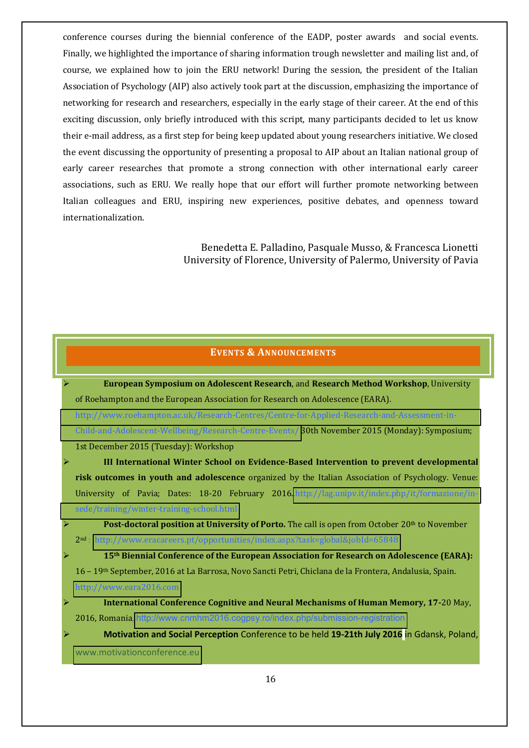conference courses during the biennial conference of the EADP, poster awards and social events. Finally, we highlighted the importance of sharing information trough newsletter and mailing list and, of course, we explained how to join the ERU network! During the session, the president of the Italian Association of Psychology (AIP) also actively took part at the discussion, emphasizing the importance of networking for research and researchers, especially in the early stage of their career. At the end of this exciting discussion, only briefly introduced with this script, many participants decided to let us know their e-mail address, as a first step for being keep updated about young researchers initiative. We closed the event discussing the opportunity of presenting a proposal to AIP about an Italian national group of early career researches that promote a strong connection with other international early career associations, such as ERU. We really hope that our effort will further promote networking between Italian colleagues and ERU, inspiring new experiences, positive debates, and openness toward internationalization.

Benedetta E. Palladino, Pasquale Musso, & Francesca Lionetti
University of Florence, University of Palermo, University of Pavia

## EVENTS & ANNOUNCEMENTS

- **European Symposium on Adolescent Research**, and **Research Method Workshop**, University of Roehampton and the European Association for Research on Adolescence (EARA). http://www.roehampton.ac.uk/Research-Centres/Centre-for-Applied-Research-and-Assessment-in-Child-and-Adolescent-Wellbeing/Research-Centre-Events/ 30th November 2015 (Monday): Symposium; 1st December 2015 (Tuesday): Workshop
- **III International Winter School on Evidence-Based Intervention to prevent developmental risk outcomes in youth and adolescence** organized by the Italian Association of Psychology. Venue: University of Pavia; Dates: 18-20 February 2016. http://lag.unipv.it/index.php/it/formazione/in-sede/training/winter-training-school.html
- **Post-doctoral position at University of Porto.** The call is open from October 20th to November 2nd : http://www.eracareers.pt/opportunities/index.aspx?task=global&jobId=65848
- **15th Biennial Conference of the European Association for Research on Adolescence (EARA):** 16 – 19th September, 2016 at La Barrosa, Novo Sancti Petri, Chiclana de la Frontera, Andalusia, Spain. http://www.eara2016.com
- **International Conference Cognitive and Neural Mechanisms of Human Memory, 17-**20 May, 2016, Romania. http://www.cnmhm2016.cogpsy.ro/index.php/submission-registration
- **Motivation and Social Perception** Conference to be held **19-21th July 2016** in Gdansk, Poland, www.motivationconference.eu